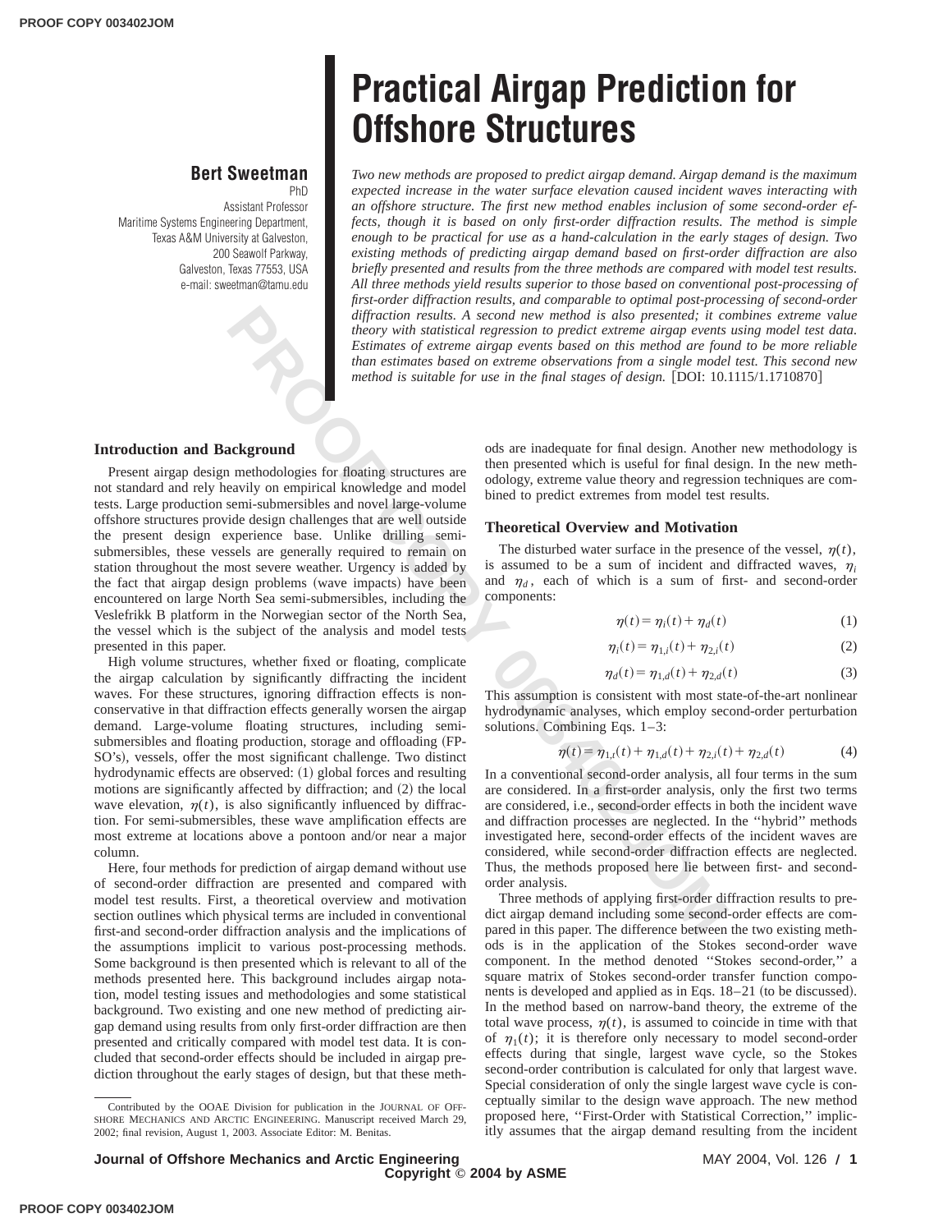# Practical Airgap Prediction for Offshore Structures

**Bert Sweetman**
PhD
Assistant Professor
Maritime Systems Engineering Department,
Texas A&M University at Galveston,
200 Seawolf Parkway,
Galveston, Texas 77553, USA
e-mail: sweetman@tamu.edu

*Two new methods are proposed to predict airgap demand. Airgap demand is the maximum expected increase in the water surface elevation caused incident waves interacting with an offshore structure. The first new method enables inclusion of some second-order effects, though it is based on only first-order diffraction results. The method is simple enough to be practical for use as a hand-calculation in the early stages of design. Two existing methods of predicting airgap demand based on first-order diffraction are also briefly presented and results from the three methods are compared with model test results. All three methods yield results superior to those based on conventional post-processing of first-order diffraction results, and comparable to optimal post-processing of second-order diffraction results. A second new method is also presented; it combines extreme value theory with statistical regression to predict extreme airgap events using model test data. Estimates of extreme airgap events based on this method are found to be more reliable than estimates based on extreme observations from a single model test. This second new method is suitable for use in the final stages of design.* [DOI: 10.1115/1.1710870]

## Introduction and Background

Present airgap design methodologies for floating structures are not standard and rely heavily on empirical knowledge and model tests. Large production semi-submersibles and novel large-volume offshore structures provide design challenges that are well outside the present design experience base. Unlike drilling semi-submersibles, these vessels are generally required to remain on station throughout the most severe weather. Urgency is added by the fact that airgap design problems (wave impacts) have been encountered on large North Sea semi-submersibles, including the Veslefrikk B platform in the Norwegian sector of the North Sea, the vessel which is the subject of the analysis and model tests presented in this paper.

High volume structures, whether fixed or floating, complicate the airgap calculation by significantly diffracting the incident waves. For these structures, ignoring diffraction effects is non-conservative in that diffraction effects generally worsen the airgap demand. Large-volume floating structures, including semi-submersibles and floating production, storage and offloading (FPSO's), vessels, offer the most significant challenge. Two distinct hydrodynamic effects are observed: (1) global forces and resulting motions are significantly affected by diffraction; and (2) the local wave elevation, $\eta(t)$, is also significantly influenced by diffraction. For semi-submersibles, these wave amplification effects are most extreme at locations above a pontoon and/or near a major column.

Here, four methods for prediction of airgap demand without use of second-order diffraction are presented and compared with model test results. First, a theoretical overview and motivation section outlines which physical terms are included in conventional first-and second-order diffraction analysis and the implications of the assumptions implicit to various post-processing methods. Some background is then presented which is relevant to all of the methods presented here. This background includes airgap notation, model testing issues and methodologies and some statistical background. Two existing and one new method of predicting airgap demand using results from only first-order diffraction are then presented and critically compared with model test data. It is concluded that second-order effects should be included in airgap prediction throughout the early stages of design, but that these methods are inadequate for final design. Another new methodology is then presented which is useful for final design. In the new methodology, extreme value theory and regression techniques are combined to predict extremes from model test results.

## Theoretical Overview and Motivation

The disturbed water surface in the presence of the vessel, $\eta(t)$, is assumed to be a sum of incident and diffracted waves, $\eta_i$ and $\eta_d$, each of which is a sum of first- and second-order components:

$$\eta(t) = \eta_i(t) + \eta_d(t) \tag{1}$$

$$\eta_i(t) = \eta_{1,i}(t) + \eta_{2,i}(t) \tag{2}$$

$$\eta_d(t) = \eta_{1,d}(t) + \eta_{2,d}(t) \tag{3}$$

This assumption is consistent with most state-of-the-art nonlinear hydrodynamic analyses, which employ second-order perturbation solutions. Combining Eqs. 1–3:

$$\eta(t) = \eta_{1,i}(t) + \eta_{1,d}(t) + \eta_{2,i}(t) + \eta_{2,d}(t) \tag{4}$$

In a conventional second-order analysis, all four terms in the sum are considered. In a first-order analysis, only the first two terms are considered, i.e., second-order effects in both the incident wave and diffraction processes are neglected. In the "hybrid" methods investigated here, second-order effects of the incident waves are considered, while second-order diffraction effects are neglected. Thus, the methods proposed here lie between first- and second-order analysis.

Three methods of applying first-order diffraction results to predict airgap demand including some second-order effects are compared in this paper. The difference between the two existing methods is in the application of the Stokes second-order wave component. In the method denoted "Stokes second-order," a square matrix of Stokes second-order transfer function components is developed and applied as in Eqs. 18–21 (to be discussed). In the method based on narrow-band theory, the extreme of the total wave process, $\eta(t)$, is assumed to coincide in time with that of $\eta_1(t)$; it is therefore only necessary to model second-order effects during that single, largest wave cycle, so the Stokes second-order contribution is calculated for only that largest wave. Special consideration of only the single largest wave cycle is conceptually similar to the design wave approach. The new method proposed here, "First-Order with Statistical Correction," implicitly assumes that the airgap demand resulting from the incident

Contributed by the OOAE Division for publication in the JOURNAL OF OFFSHORE MECHANICS AND ARCTIC ENGINEERING. Manuscript received March 29, 2002; final revision, August 1, 2003. Associate Editor: M. Benitas.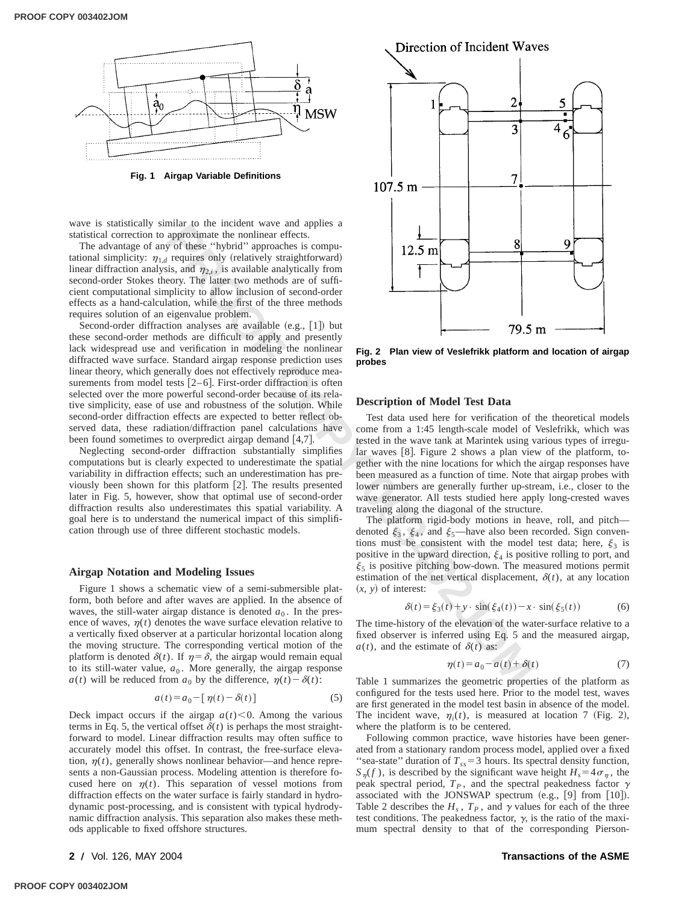Fig. 1 Airgap Variable Definitions

wave is statistically similar to the incident wave and applies a statistical correction to approximate the nonlinear effects.

The advantage of any of these "hybrid" approaches is computational simplicity: $\eta_{1,d}$ requires only (relatively straightforward) linear diffraction analysis, and $\eta_{2,i}$, is available analytically from second-order Stokes theory. The latter two methods are of sufficient computational simplicity to allow inclusion of second-order effects as a hand-calculation, while the first of the three methods requires solution of an eigenvalue problem.

Second-order diffraction analyses are available (e.g., [1]) but these second-order methods are difficult to apply and presently lack widespread use and verification in modeling the nonlinear diffracted wave surface. Standard airgap response prediction uses linear theory, which generally does not effectively reproduce measurements from model tests [2–6]. First-order diffraction is often selected over the more powerful second-order because of its relative simplicity, ease of use and robustness of the solution. While second-order diffraction effects are expected to better reflect observed data, these radiation/diffraction panel calculations have been found sometimes to overpredict airgap demand [4,7].

Neglecting second-order diffraction substantially simplifies computations but is clearly expected to underestimate the spatial variability in diffraction effects; such an underestimation has previously been shown for this platform [2]. The results presented later in Fig. 5, however, show that optimal use of second-order diffraction results also underestimates this spatial variability. A goal here is to understand the numerical impact of this simplification through use of three different stochastic models.

## Airgap Notation and Modeling Issues

Figure 1 shows a schematic view of a semi-submersible platform, both before and after waves are applied. In the absence of waves, the still-water airgap distance is denoted $a_0$. In the presence of waves, $\eta(t)$ denotes the wave surface elevation relative to a vertically fixed observer at a particular horizontal location along the moving structure. The corresponding vertical motion of the platform is denoted $\delta(t)$. If $\eta=\delta$, the airgap would remain equal to its still-water value, $a_0$. More generally, the airgap response $a(t)$ will be reduced from $a_0$ by the difference, $\eta(t)-\delta(t)$:

$$a(t)=a_0-[\eta(t)-\delta(t)] \tag{5}$$

Deck impact occurs if the airgap $a(t)<0$. Among the various terms in Eq. 5, the vertical offset $\delta(t)$ is perhaps the most straightforward to model. Linear diffraction results may often suffice to accurately model this offset. In contrast, the free-surface elevation, $\eta(t)$, generally shows nonlinear behavior—and hence represents a non-Gaussian process. Modeling attention is therefore focused here on $\eta(t)$. This separation of vessel motions from diffraction effects on the water surface is fairly standard in hydrodynamic post-processing, and is consistent with typical hydrodynamic diffraction analysis. This separation also makes these methods applicable to fixed offshore structures.

Fig. 2 Plan view of Veslefrikk platform and location of airgap probes

## Description of Model Test Data

Test data used here for verification of the theoretical models come from a 1:45 length-scale model of Veslefrikk, which was tested in the wave tank at Marintek using various types of irregular waves [8]. Figure 2 shows a plan view of the platform, together with the nine locations for which the airgap responses have been measured as a function of time. Note that airgap probes with lower numbers are generally further up-stream, i.e., closer to the wave generator. All tests studied here apply long-crested waves traveling along the diagonal of the structure.

The platform rigid-body motions in heave, roll, and pitch—denoted $\xi_3$, $\xi_4$, and $\xi_5$—have also been recorded. Sign conventions must be consistent with the model test data; here, $\xi_3$ is positive in the upward direction, $\xi_4$ is positive rolling to port, and $\xi_5$ is positive pitching bow-down. The measured motions permit estimation of the net vertical displacement, $\delta(t)$, at any location $(x, y)$ of interest:

$$\delta(t)=\xi_3(t)+y\cdot\sin(\xi_4(t))-x\cdot\sin(\xi_5(t)) \tag{6}$$

The time-history of the elevation of the water-surface relative to a fixed observer is inferred using Eq. 5 and the measured airgap, $a(t)$, and the estimate of $\delta(t)$ as:

$$\eta(t)=a_0-a(t)+\delta(t) \tag{7}$$

Table 1 summarizes the geometric properties of the platform as configured for the tests used here. Prior to the model test, waves are first generated in the model test basin in absence of the model. The incident wave, $\eta_i(t)$, is measured at location 7 (Fig. 2), where the platform is to be centered.

Following common practice, wave histories have been generated from a stationary random process model, applied over a fixed "sea-state" duration of $T_{ss}=3$ hours. Its spectral density function, $S_\eta(f)$, is described by the significant wave height $H_s=4\sigma_\eta$, the peak spectral period, $T_P$, and the spectral peakedness factor $\gamma$ associated with the JONSWAP spectrum (e.g., [9] from [10]). Table 2 describes the $H_s$, $T_P$, and $\gamma$ values for each of the three test conditions. The peakedness factor, $\gamma$, is the ratio of the maximum spectral density to that of the corresponding Pierson-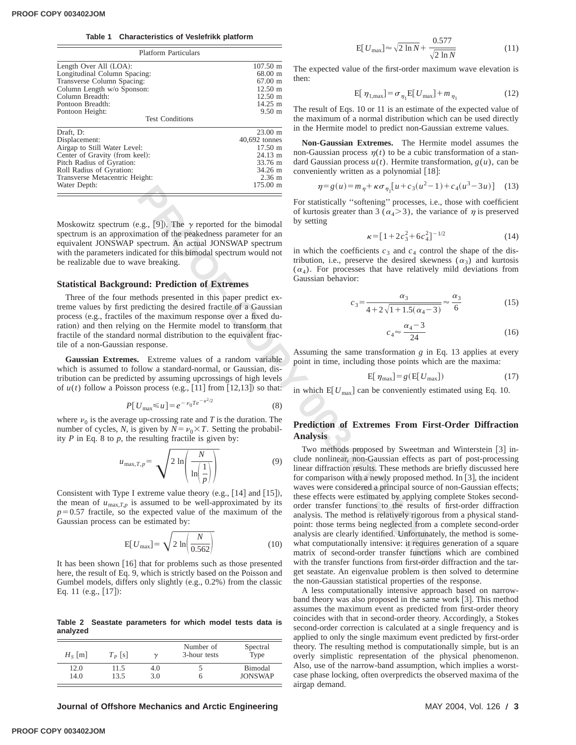**Table 1 Characteristics of Veslefrikk platform**

| Platform Particulars | |
|---|---|
| Length Over All (LOA): | 107.50 m |
| Longitudinal Column Spacing: | 68.00 m |
| Transverse Column Spacing: | 67.00 m |
| Column Length w/o Sponson: | 12.50 m |
| Column Breadth: | 12.50 m |
| Pontoon Breadth: | 14.25 m |
| Pontoon Height: | 9.50 m |
| **Test Conditions** | |
| Draft, D: | 23.00 m |
| Displacement: | 40,692 tonnes |
| Airgap to Still Water Level: | 17.50 m |
| Center of Gravity (from keel): | 24.13 m |
| Pitch Radius of Gyration: | 33.76 m |
| Roll Radius of Gyration: | 34.26 m |
| Transverse Metacentric Height: | 2.36 m |
| Water Depth: | 175.00 m |

Moskowitz spectrum (e.g., [9]). The $\gamma$ reported for the bimodal spectrum is an approximation of the peakedness parameter for an equivalent JONSWAP spectrum. An actual JONSWAP spectrum with the parameters indicated for this bimodal spectrum would not be realizable due to wave breaking.

## Statistical Background: Prediction of Extremes

Three of the four methods presented in this paper predict extreme values by first predicting the desired fractile of a Gaussian process (e.g., fractiles of the maximum response over a fixed duration) and then relying on the Hermite model to transform that fractile of the standard normal distribution to the equivalent fractile of a non-Gaussian response.

**Gaussian Extremes.** Extreme values of a random variable which is assumed to follow a standard-normal, or Gaussian, distribution can be predicted by assuming upcrossings of high levels of $u(t)$ follow a Poisson process (e.g., [11] from [12,13]) so that:

$$P[U_{\max} \leq u] = e^{-\nu_0 T e^{-u^2/2}} \tag{8}$$

where $\nu_0$ is the average up-crossing rate and $T$ is the duration. The number of cycles, $N$, is given by $N = \nu_0 \times T$. Setting the probability $P$ in Eq. 8 to $p$, the resulting fractile is given by:

$$u_{\max,T,p} = \sqrt{2 \ln\left(\frac{N}{\ln\left(\frac{1}{p}\right)}\right)} \tag{9}$$

Consistent with Type I extreme value theory (e.g., [14] and [15]), the mean of $u_{\max,T,p}$ is assumed to be well-approximated by its $p = 0.57$ fractile, so the expected value of the maximum of the Gaussian process can be estimated by:

$$E[U_{\max}] = \sqrt{2 \ln\left(\frac{N}{0.562}\right)} \tag{10}$$

It has been shown [16] that for problems such as those presented here, the result of Eq. 9, which is strictly based on the Poisson and Gumbel models, differs only slightly (e.g., 0.2%) from the classic Eq. 11 (e.g., [17]):

**Table 2 Seastate parameters for which model tests data is analyzed**

| $H_S$ [m] | $T_P$ [s] | $\gamma$ | Number of 3-hour tests | Spectral Type |
|---|---|---|---|---|
| 12.0 | 11.5 | 4.0 | 5 | Bimodal |
| 14.0 | 13.5 | 3.0 | 6 | JONSWAP |

$$E[U_{\max}] \approx \sqrt{2 \ln N} + \frac{0.577}{\sqrt{2 \ln N}} \tag{11}$$

The expected value of the first-order maximum wave elevation is then:

$$E[\eta_{1,\max}] = \sigma_{\eta_1} E[U_{\max}] + m_{\eta_1} \tag{12}$$

The result of Eqs. 10 or 11 is an estimate of the expected value of the maximum of a normal distribution which can be used directly in the Hermite model to predict non-Gaussian extreme values.

**Non-Gaussian Extremes.** The Hermite model assumes the non-Gaussian process $\eta(t)$ to be a cubic transformation of a standard Gaussian process $u(t)$. Hermite transformation, $g(u)$, can be conveniently written as a polynomial [18]:

$$\eta = g(u) = m_\eta + \kappa \sigma_{\eta_1}[u + c_3(u^2 - 1) + c_4(u^3 - 3u)] \tag{13}$$

For statistically "softening" processes, i.e., those with coefficient of kurtosis greater than 3 ($\alpha_4 > 3$), the variance of $\eta$ is preserved by setting

$$\kappa = [1 + 2c_3^2 + 6c_4^2]^{-1/2} \tag{14}$$

in which the coefficients $c_3$ and $c_4$ control the shape of the distribution, i.e., preserve the desired skewness ($\alpha_3$) and kurtosis ($\alpha_4$). For processes that have relatively mild deviations from Gaussian behavior:

$$c_3 = \frac{\alpha_3}{4 + 2\sqrt{1 + 1.5(\alpha_4 - 3)}} \approx \frac{\alpha_3}{6} \tag{15}$$

$$c_4 \approx \frac{\alpha_4 - 3}{24} \tag{16}$$

Assuming the same transformation $g$ in Eq. 13 applies at every point in time, including those points which are the maxima:

$$E[\eta_{\max}] = g(E[U_{\max}]) \tag{17}$$

in which $E[U_{\max}]$ can be conveniently estimated using Eq. 10.

## Prediction of Extremes From First-Order Diffraction Analysis

Two methods proposed by Sweetman and Winterstein [3] include nonlinear, non-Gaussian effects as part of post-processing linear diffraction results. These methods are briefly discussed here for comparison with a newly proposed method. In [3], the incident waves were considered a principal source of non-Gaussian effects; these effects were estimated by applying complete Stokes second-order transfer functions to the results of first-order diffraction analysis. The method is relatively rigorous from a physical standpoint: those terms being neglected from a complete second-order analysis are clearly identified. Unfortunately, the method is somewhat computationally intensive: it requires generation of a square matrix of second-order transfer functions which are combined with the transfer functions from first-order diffraction and the target seastate. An eigenvalue problem is then solved to determine the non-Gaussian statistical properties of the response.

A less computationally intensive approach based on narrow-band theory was also proposed in the same work [3]. This method assumes the maximum event as predicted from first-order theory coincides with that in second-order theory. Accordingly, a Stokes second-order correction is calculated at a single frequency and is applied to only the single maximum event predicted by first-order theory. The resulting method is computationally simple, but is an overly simplistic representation of the physical phenomenon. Also, use of the narrow-band assumption, which implies a worst-case phase locking, often overpredicts the observed maxima of the airgap demand.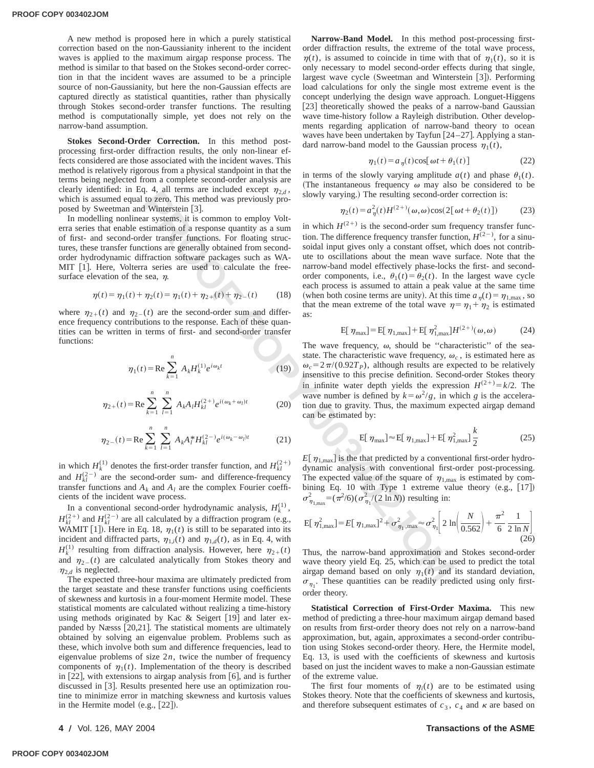A new method is proposed here in which a purely statistical correction based on the non-Gaussianity inherent to the incident waves is applied to the maximum airgap response process. The method is similar to that based on the Stokes second-order correction in that the incident waves are assumed to be a principle source of non-Gaussianity, but here the non-Gaussian effects are captured directly as statistical quantities, rather than physically through Stokes second-order transfer functions. The resulting method is computationally simple, yet does not rely on the narrow-band assumption.

**Stokes Second-Order Correction.** In this method post-processing first-order diffraction results, the only non-linear effects considered are those associated with the incident waves. This method is relatively rigorous from a physical standpoint in that the terms being neglected from a complete second-order analysis are clearly identified: in Eq. 4, all terms are included except $\eta_{2,d}$, which is assumed equal to zero. This method was previously proposed by Sweetman and Winterstein [3].

In modelling nonlinear systems, it is common to employ Volterra series that enable estimation of a response quantity as a sum of first- and second-order transfer functions. For floating structures, these transfer functions are generally obtained from second-order hydrodynamic diffraction software packages such as WAMIT [1]. Here, Volterra series are used to calculate the free-surface elevation of the sea, $\eta$.

$$\eta(t)=\eta_1(t)+\eta_2(t)=\eta_1(t)+\eta_{2+}(t)+\eta_{2-}(t) \tag{18}$$

where $\eta_{2+}(t)$ and $\eta_{2-}(t)$ are the second-order sum and difference frequency contributions to the response. Each of these quantities can be written in terms of first- and second-order transfer functions:

$$\eta_1(t)=\mathrm{Re}\sum_{k=1}^{n} A_k H_k^{(1)} e^{i\omega_k t} \tag{19}$$

$$\eta_{2+}(t)=\mathrm{Re}\sum_{k=1}^{n}\sum_{l=1}^{n} A_k A_l H_{kl}^{(2+)} e^{i(\omega_k+\omega_l)t} \tag{20}$$

$$\eta_{2-}(t)=\mathrm{Re}\sum_{k=1}^{n}\sum_{l=1}^{n} A_k A_l^{*} H_{kl}^{(2-)} e^{i(\omega_k-\omega_l)t} \tag{21}$$

in which $H_k^{(1)}$ denotes the first-order transfer function, and $H_{kl}^{(2+)}$ and $H_{kl}^{(2-)}$ are the second-order sum- and difference-frequency transfer functions and $A_k$ and $A_l$ are the complex Fourier coefficients of the incident wave process.

In a conventional second-order hydrodynamic analysis, $H_k^{(1)}$, $H_{kl}^{(2+)}$ and $H_{kl}^{(2-)}$ are all calculated by a diffraction program (e.g., WAMIT [1]). Here in Eq. 18, $\eta_1(t)$ is still to be separated into its incident and diffracted parts, $\eta_{1,i}(t)$ and $\eta_{1,d}(t)$, as in Eq. 4, with $H_k^{(1)}$ resulting from diffraction analysis. However, here $\eta_{2+}(t)$ and $\eta_{2-}(t)$ are calculated analytically from Stokes theory and $\eta_{2,d}$ is neglected.

The expected three-hour maxima are ultimately predicted from the target seastate and these transfer functions using coefficients of skewness and kurtosis in a four-moment Hermite model. These statistical moments are calculated without realizing a time-history using methods originated by Kac & Seigert [19] and later expanded by Næsss [20,21]. The statistical moments are ultimately obtained by solving an eigenvalue problem. Problems such as these, which involve both sum and difference frequencies, lead to eigenvalue problems of size $2n$, twice the number of frequency components of $\eta_1(t)$. Implementation of the theory is described in [22], with extensions to airgap analysis from [6], and is further discussed in [3]. Results presented here use an optimization routine to minimize error in matching skewness and kurtosis values in the Hermite model (e.g., [22]).

**Narrow-Band Model.** In this method post-processing first-order diffraction results, the extreme of the total wave process, $\eta(t)$, is assumed to coincide in time with that of $\eta_1(t)$, so it is only necessary to model second-order effects during that single, largest wave cycle (Sweetman and Winterstein [3]). Performing load calculations for only the single most extreme event is the concept underlying the design wave approach. Longuet-Higgens [23] theoretically showed the peaks of a narrow-band Gaussian wave time-history follow a Rayleigh distribution. Other developments regarding application of narrow-band theory to ocean waves have been undertaken by Tayfun [24–27]. Applying a standard narrow-band model to the Gaussian process $\eta_1(t)$,

$$\eta_1(t)=a_\eta(t)\cos[\omega t+\theta_1(t)] \tag{22}$$

in terms of the slowly varying amplitude $a(t)$ and phase $\theta_1(t)$. (The instantaneous frequency $\omega$ may also be considered to be slowly varying.) The resulting second-order correction is:

$$\eta_2(t)=a_\eta^2(t)H^{(2+)}(\omega,\omega)\cos(2[\omega t+\theta_2(t)]) \tag{23}$$

in which $H^{(2+)}$ is the second-order sum frequency transfer function. The difference frequency transfer function, $H^{(2-)}$, for a sinusoidal input gives only a constant offset, which does not contribute to oscillations about the mean wave surface. Note that the narrow-band model effectively phase-locks the first- and second-order components, i.e., $\theta_1(t)=\theta_2(t)$. In the largest wave cycle each process is assumed to attain a peak value at the same time (when both cosine terms are unity). At this time $a_\eta(t)=\eta_{1,\max}$, so that the mean extreme of the total wave $\eta=\eta_1+\eta_2$ is estimated as:

$$\mathrm{E}[\eta_{\max}]=\mathrm{E}[\eta_{1,\max}]+\mathrm{E}[\eta_{1,\max}^2]H^{(2+)}(\omega,\omega) \tag{24}$$

The wave frequency, $\omega$, should be "characteristic" of the seastate. The characteristic wave frequency, $\omega_c$, is estimated here as $\omega_c=2\pi/(0.92T_P)$, although results are expected to be relatively insensitive to this precise definition. Second-order Stokes theory in infinite water depth yields the expression $H^{(2+)}=k/2$. The wave number is defined by $k=\omega^2/g$, in which $g$ is the acceleration due to gravity. Thus, the maximum expected airgap demand can be estimated by:

$$\mathrm{E}[\eta_{\max}]\approx\mathrm{E}[\eta_{1,\max}]+\mathrm{E}[\eta_{1,\max}^2]\frac{k}{2} \tag{25}$$

$E[\eta_{1,\max}]$ is the that predicted by a conventional first-order hydrodynamic analysis with conventional first-order post-processing. The expected value of the square of $\eta_{1,\max}$ is estimated by combining Eq. 10 with Type 1 extreme value theory (e.g., [17]) $\sigma_{\eta_{1,\max}}^2=(\pi^2/6)(\sigma_{\eta_1}^2/(2\ln N))$ resulting in:

$$\mathrm{E}[\eta_{1,\max}^2]=E[\eta_{1,\max}]^2+\sigma_{\eta_1,\max}^2\approx\sigma_{\eta_1}^2\left[2\ln\left(\frac{N}{0.562}\right)+\frac{\pi^2}{6}\frac{1}{2\ln N}\right] \tag{26}$$

Thus, the narrow-band approximation and Stokes second-order wave theory yield Eq. 25, which can be used to predict the total airgap demand based on only $\eta_1(t)$ and its standard deviation, $\sigma_{\eta_1}$. These quantities can be readily predicted using only first-order theory.

**Statistical Correction of First-Order Maxima.** This new method of predicting a three-hour maximum airgap demand based on results from first-order theory does not rely on a narrow-band approximation, but, again, approximates a second-order contribution using Stokes second-order theory. Here, the Hermite model, Eq. 13, is used with the coefficients of skewness and kurtosis based on just the incident waves to make a non-Gaussian estimate of the extreme value.

The first four moments of $\eta_i(t)$ are to be estimated using Stokes theory. Note that the coefficients of skewness and kurtosis, and therefore subsequent estimates of $c_3$, $c_4$ and $\kappa$ are based on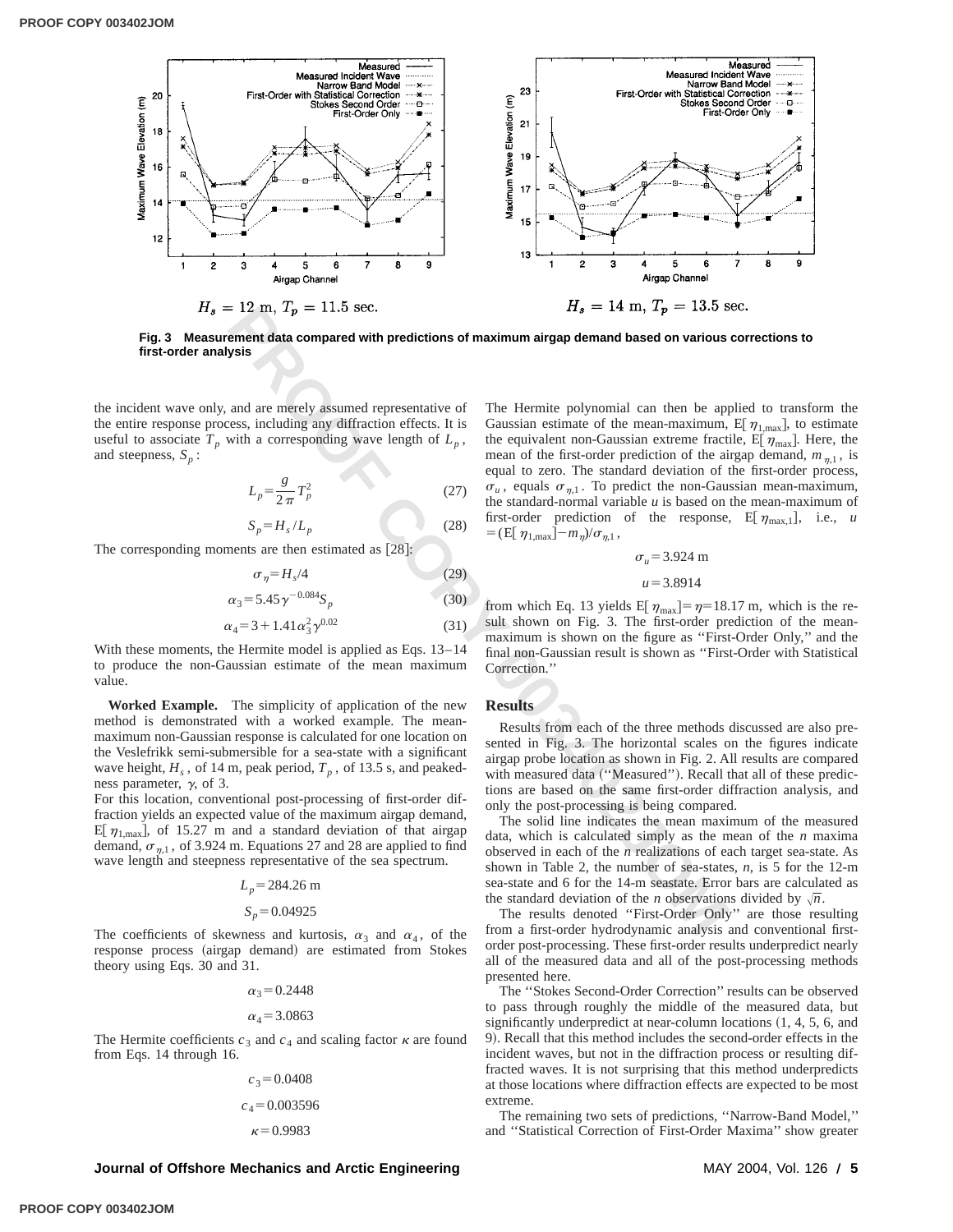$H_s = 12$ m, $T_p = 11.5$ sec.

$H_s = 14$ m, $T_p = 13.5$ sec.

**Fig. 3 Measurement data compared with predictions of maximum airgap demand based on various corrections to first-order analysis**

the incident wave only, and are merely assumed representative of the entire response process, including any diffraction effects. It is useful to associate $T_p$ with a corresponding wave length of $L_p$, and steepness, $S_p$:

$$L_p = \frac{g}{2\pi} T_p^2 \tag{27}$$

$$S_p = H_s / L_p \tag{28}$$

The corresponding moments are then estimated as [28]:

$$\sigma_\eta = H_s/4 \tag{29}$$

$$\alpha_3 = 5.45\gamma^{-0.084} S_p \tag{30}$$

$$\alpha_4 = 3 + 1.41\alpha_3^2 \gamma^{0.02} \tag{31}$$

With these moments, the Hermite model is applied as Eqs. 13–14 to produce the non-Gaussian estimate of the mean maximum value.

**Worked Example.** The simplicity of application of the new method is demonstrated with a worked example. The mean-maximum non-Gaussian response is calculated for one location on the Veslefrikk semi-submersible for a sea-state with a significant wave height, $H_s$, of 14 m, peak period, $T_p$, of 13.5 s, and peakedness parameter, $\gamma$, of 3.

For this location, conventional post-processing of first-order diffraction yields an expected value of the maximum airgap demand, $E[\eta_{1,\max}]$, of 15.27 m and a standard deviation of that airgap demand, $\sigma_{\eta,1}$, of 3.924 m. Equations 27 and 28 are applied to find wave length and steepness representative of the sea spectrum.

$$L_p = 284.26 \text{ m}$$

$$S_p = 0.04925$$

The coefficients of skewness and kurtosis, $\alpha_3$ and $\alpha_4$, of the response process (airgap demand) are estimated from Stokes theory using Eqs. 30 and 31.

$$\alpha_3 = 0.2448$$

$$\alpha_4 = 3.0863$$

The Hermite coefficients $c_3$ and $c_4$ and scaling factor $\kappa$ are found from Eqs. 14 through 16.

$$c_3 = 0.0408$$

$$c_4 = 0.003596$$

$$\kappa = 0.9983$$

The Hermite polynomial can then be applied to transform the Gaussian estimate of the mean-maximum, $E[\eta_{1,\max}]$, to estimate the equivalent non-Gaussian extreme fractile, $E[\eta_{\max}]$. Here, the mean of the first-order prediction of the airgap demand, $m_{\eta,1}$, is equal to zero. The standard deviation of the first-order process, $\sigma_u$, equals $\sigma_{\eta,1}$. To predict the non-Gaussian mean-maximum, the standard-normal variable $u$ is based on the mean-maximum of first-order prediction of the response, $E[\eta_{\max,1}]$, i.e., $u = (E[\eta_{1,\max}] - m_\eta)/\sigma_{\eta,1}$,

$$\sigma_u = 3.924 \text{ m}$$

$$u = 3.8914$$

from which Eq. 13 yields $E[\eta_{\max}] = \eta = 18.17$ m, which is the result shown on Fig. 3. The first-order prediction of the mean-maximum is shown on the figure as "First-Order Only," and the final non-Gaussian result is shown as "First-Order with Statistical Correction."

## Results

Results from each of the three methods discussed are also presented in Fig. 3. The horizontal scales on the figures indicate airgap probe location as shown in Fig. 2. All results are compared with measured data ("Measured"). Recall that all of these predictions are based on the same first-order diffraction analysis, and only the post-processing is being compared.

The solid line indicates the mean maximum of the measured data, which is calculated simply as the mean of the $n$ maxima observed in each of the $n$ realizations of each target sea-state. As shown in Table 2, the number of sea-states, $n$, is 5 for the 12-m sea-state and 6 for the 14-m seastate. Error bars are calculated as the standard deviation of the $n$ observations divided by $\sqrt{n}$.

The results denoted "First-Order Only" are those resulting from a first-order hydrodynamic analysis and conventional first-order post-processing. These first-order results underpredict nearly all of the measured data and all of the post-processing methods presented here.

The "Stokes Second-Order Correction" results can be observed to pass through roughly the middle of the measured data, but significantly underpredict at near-column locations (1, 4, 5, 6, and 9). Recall that this method includes the second-order effects in the incident waves, but not in the diffraction process or resulting diffracted waves. It is not surprising that this method underpredicts at those locations where diffraction effects are expected to be most extreme.

The remaining two sets of predictions, "Narrow-Band Model," and "Statistical Correction of First-Order Maxima" show greater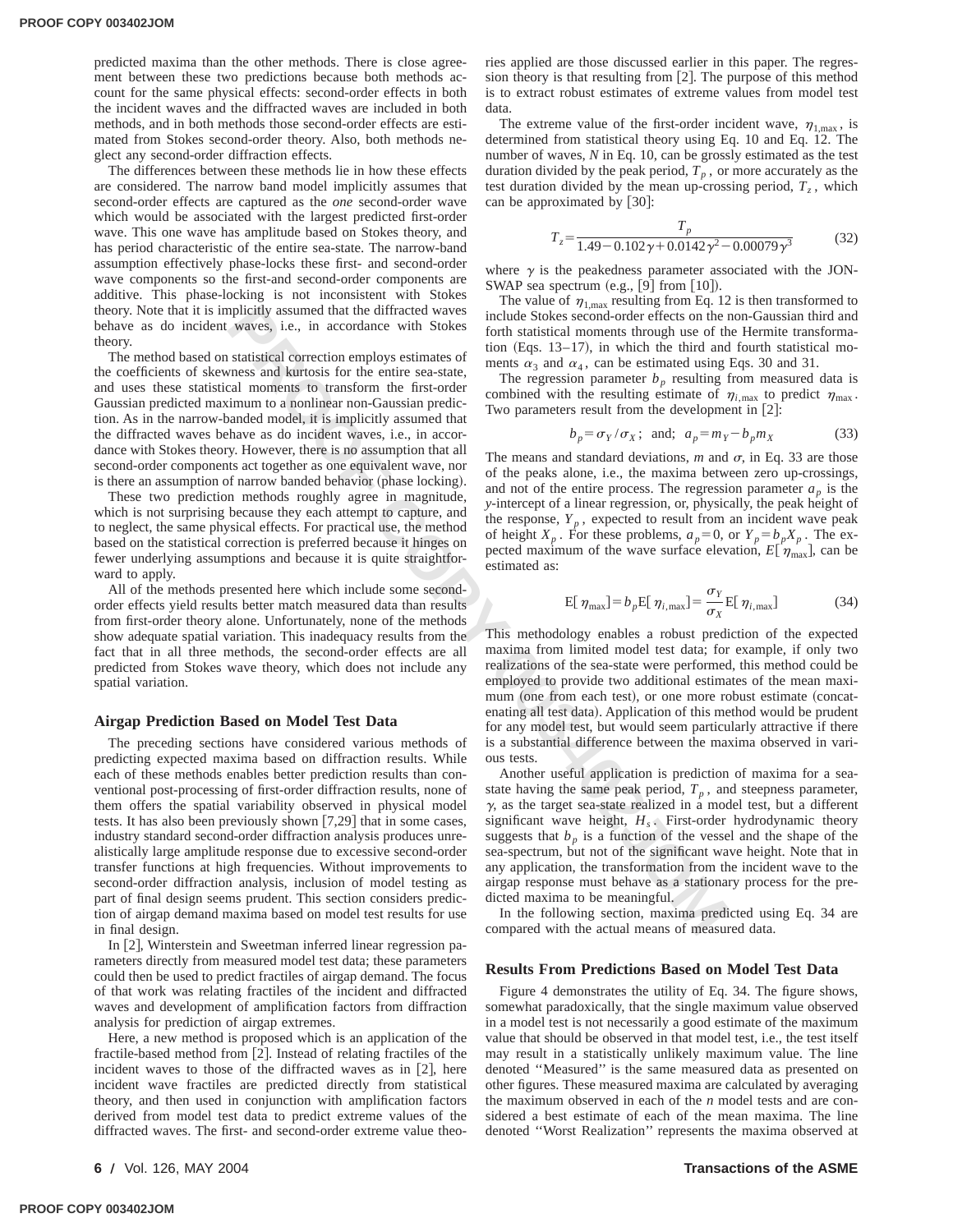predicted maxima than the other methods. There is close agreement between these two predictions because both methods account for the same physical effects: second-order effects in both the incident waves and the diffracted waves are included in both methods, and in both methods those second-order effects are estimated from Stokes second-order theory. Also, both methods neglect any second-order diffraction effects.

The differences between these methods lie in how these effects are considered. The narrow band model implicitly assumes that second-order effects are captured as the *one* second-order wave which would be associated with the largest predicted first-order wave. This one wave has amplitude based on Stokes theory, and has period characteristic of the entire sea-state. The narrow-band assumption effectively phase-locks these first- and second-order wave components so the first-and second-order components are additive. This phase-locking is not inconsistent with Stokes theory. Note that it is implicitly assumed that the diffracted waves behave as do incident waves, i.e., in accordance with Stokes theory.

The method based on statistical correction employs estimates of the coefficients of skewness and kurtosis for the entire sea-state, and uses these statistical moments to transform the first-order Gaussian predicted maximum to a nonlinear non-Gaussian prediction. As in the narrow-banded model, it is implicitly assumed that the diffracted waves behave as do incident waves, i.e., in accordance with Stokes theory. However, there is no assumption that all second-order components act together as one equivalent wave, nor is there an assumption of narrow banded behavior (phase locking).

These two prediction methods roughly agree in magnitude, which is not surprising because they each attempt to capture, and to neglect, the same physical effects. For practical use, the method based on the statistical correction is preferred because it hinges on fewer underlying assumptions and because it is quite straightforward to apply.

All of the methods presented here which include some second-order effects yield results better match measured data than results from first-order theory alone. Unfortunately, none of the methods show adequate spatial variation. This inadequacy results from the fact that in all three methods, the second-order effects are all predicted from Stokes wave theory, which does not include any spatial variation.

## Airgap Prediction Based on Model Test Data

The preceding sections have considered various methods of predicting expected maxima based on diffraction results. While each of these methods enables better prediction results than conventional post-processing of first-order diffraction results, none of them offers the spatial variability observed in physical model tests. It has also been previously shown [7,29] that in some cases, industry standard second-order diffraction analysis produces unrealistically large amplitude response due to excessive second-order transfer functions at high frequencies. Without improvements to second-order diffraction analysis, inclusion of model testing as part of final design seems prudent. This section considers prediction of airgap demand maxima based on model test results for use in final design.

In [2], Winterstein and Sweetman inferred linear regression parameters directly from measured model test data; these parameters could then be used to predict fractiles of airgap demand. The focus of that work was relating fractiles of the incident and diffracted waves and development of amplification factors from diffraction analysis for prediction of airgap extremes.

Here, a new method is proposed which is an application of the fractile-based method from [2]. Instead of relating fractiles of the incident waves to those of the diffracted waves as in [2], here incident wave fractiles are predicted directly from statistical theory, and then used in conjunction with amplification factors derived from model test data to predict extreme values of the diffracted waves. The first- and second-order extreme value theories applied are those discussed earlier in this paper. The regression theory is that resulting from [2]. The purpose of this method is to extract robust estimates of extreme values from model test data.

The extreme value of the first-order incident wave, $\eta_{1,\max}$, is determined from statistical theory using Eq. 10 and Eq. 12. The number of waves, $N$ in Eq. 10, can be grossly estimated as the test duration divided by the peak period, $T_p$, or more accurately as the test duration divided by the mean up-crossing period, $T_z$, which can be approximated by [30]:

$$T_z = \frac{T_p}{1.49 - 0.102\gamma + 0.0142\gamma^2 - 0.00079\gamma^3} \tag{32}$$

where $\gamma$ is the peakedness parameter associated with the JONSWAP sea spectrum (e.g., [9] from [10]).

The value of $\eta_{1,\max}$ resulting from Eq. 12 is then transformed to include Stokes second-order effects on the non-Gaussian third and forth statistical moments through use of the Hermite transformation (Eqs. 13–17), in which the third and fourth statistical moments $\alpha_3$ and $\alpha_4$, can be estimated using Eqs. 30 and 31.

The regression parameter $b_p$ resulting from measured data is combined with the resulting estimate of $\eta_{i,\max}$ to predict $\eta_{\max}$. Two parameters result from the development in [2]:

$$b_p = \sigma_Y / \sigma_X; \text{ and; } a_p = m_Y - b_p m_X \tag{33}$$

The means and standard deviations, $m$ and $\sigma$, in Eq. 33 are those of the peaks alone, i.e., the maxima between zero up-crossings, and not of the entire process. The regression parameter $a_p$ is the $y$-intercept of a linear regression, or, physically, the peak height of the response, $Y_p$, expected to result from an incident wave peak of height $X_p$. For these problems, $a_p = 0$, or $Y_p = b_p X_p$. The expected maximum of the wave surface elevation, $E[\eta_{\max}]$, can be estimated as:

$$\mathrm{E}[\eta_{\max}] = b_p \mathrm{E}[\eta_{i,\max}] = \frac{\sigma_Y}{\sigma_X} \mathrm{E}[\eta_{i,\max}] \tag{34}$$

This methodology enables a robust prediction of the expected maxima from limited model test data; for example, if only two realizations of the sea-state were performed, this method could be employed to provide two additional estimates of the mean maximum (one from each test), or one more robust estimate (concatenating all test data). Application of this method would be prudent for any model test, but would seem particularly attractive if there is a substantial difference between the maxima observed in various tests.

Another useful application is prediction of maxima for a sea-state having the same peak period, $T_p$, and steepness parameter, $\gamma$, as the target sea-state realized in a model test, but a different significant wave height, $H_s$. First-order hydrodynamic theory suggests that $b_p$ is a function of the vessel and the shape of the sea-spectrum, but not of the significant wave height. Note that in any application, the transformation from the incident wave to the airgap response must behave as a stationary process for the predicted maxima to be meaningful.

In the following section, maxima predicted using Eq. 34 are compared with the actual means of measured data.

## Results From Predictions Based on Model Test Data

Figure 4 demonstrates the utility of Eq. 34. The figure shows, somewhat paradoxically, that the single maximum value observed in a model test is not necessarily a good estimate of the maximum value that should be observed in that model test, i.e., the test itself may result in a statistically unlikely maximum value. The line denoted "Measured" is the same measured data as presented on other figures. These measured maxima are calculated by averaging the maximum observed in each of the $n$ model tests and are considered a best estimate of each of the mean maxima. The line denoted "Worst Realization" represents the maxima observed at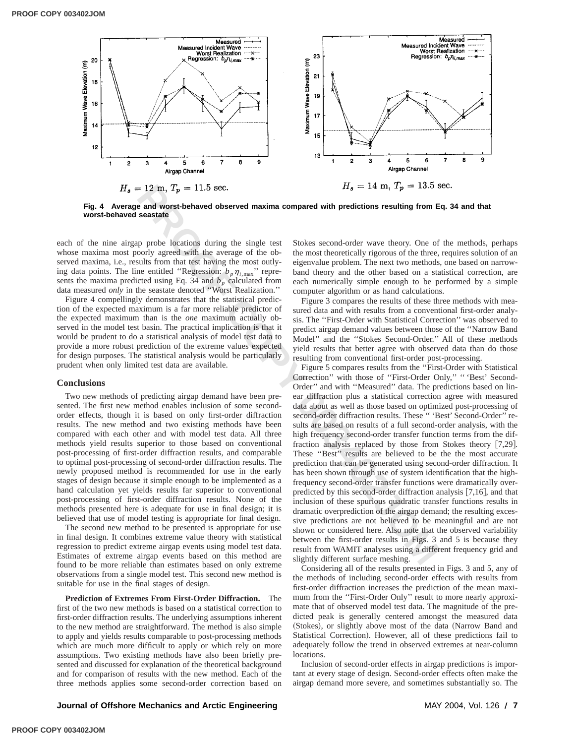$H_s = 12$ m, $T_p = 11.5$ sec.

$H_s = 14$ m, $T_p = 13.5$ sec.

**Fig. 4 Average and worst-behaved observed maxima compared with predictions resulting from Eq. 34 and that worst-behaved seastate**

each of the nine airgap probe locations during the single test whose maxima most poorly agreed with the average of the observed maxima, i.e., results from that test having the most outlying data points. The line entitled "Regression: $b_p\eta_{i,\max}$" represents the maxima predicted using Eq. 34 and $b_p$ calculated from data measured *only* in the seastate denoted "Worst Realization."

Figure 4 compellingly demonstrates that the statistical prediction of the expected maximum is a far more reliable predictor of the expected maximum than is the *one* maximum actually observed in the model test basin. The practical implication is that it would be prudent to do a statistical analysis of model test data to provide a more robust prediction of the extreme values expected for design purposes. The statistical analysis would be particularly prudent when only limited test data are available.

## Conclusions

Two new methods of predicting airgap demand have been presented. The first new method enables inclusion of some second-order effects, though it is based on only first-order diffraction results. The new method and two existing methods have been compared with each other and with model test data. All three methods yield results superior to those based on conventional post-processing of first-order diffraction results, and comparable to optimal post-processing of second-order diffraction results. The newly proposed method is recommended for use in the early stages of design because it simple enough to be implemented as a hand calculation yet yields results far superior to conventional post-processing of first-order diffraction results. None of the methods presented here is adequate for use in final design; it is believed that use of model testing is appropriate for final design.

The second new method to be presented is appropriate for use in final design. It combines extreme value theory with statistical regression to predict extreme airgap events using model test data. Estimates of extreme airgap events based on this method are found to be more reliable than estimates based on only extreme observations from a single model test. This second new method is suitable for use in the final stages of design.

**Prediction of Extremes From First-Order Diffraction.** The first of the two new methods is based on a statistical correction to first-order diffraction results. The underlying assumptions inherent to the new method are straightforward. The method is also simple to apply and yields results comparable to post-processing methods which are much more difficult to apply or which rely on more assumptions. Two existing methods have also been briefly presented and discussed for explanation of the theoretical background and for comparison of results with the new method. Each of the three methods applies some second-order correction based on Stokes second-order wave theory. One of the methods, perhaps the most theoretically rigorous of the three, requires solution of an eigenvalue problem. The next two methods, one based on narrow-band theory and the other based on a statistical correction, are each numerically simple enough to be performed by a simple computer algorithm or as hand calculations.

Figure 3 compares the results of these three methods with measured data and with results from a conventional first-order analysis. The "First-Order with Statistical Correction" was observed to predict airgap demand values between those of the "Narrow Band Model" and the "Stokes Second-Order." All of these methods yield results that better agree with observed data than do those resulting from conventional first-order post-processing.

Figure 5 compares results from the "First-Order with Statistical Correction" with those of "First-Order Only," " 'Best' Second-Order" and with "Measured" data. The predictions based on linear diffraction plus a statistical correction agree with measured data about as well as those based on optimized post-processing of second-order diffraction results. These " 'Best' Second-Order" results are based on results of a full second-order analysis, with the high frequency second-order transfer function terms from the diffraction analysis replaced by those from Stokes theory [7,29]. These "Best" results are believed to be the the most accurate prediction that can be generated using second-order diffraction. It has been shown through use of system identification that the high-frequency second-order transfer functions were dramatically overpredicted by this second-order diffraction analysis [7,16], and that inclusion of these spurious quadratic transfer functions results in dramatic overprediction of the airgap demand; the resulting excessive predictions are not believed to be meaningful and are not shown or considered here. Also note that the observed variability between the first-order results in Figs. 3 and 5 is because they result from WAMIT analyses using a different frequency grid and slightly different surface meshing.

Considering all of the results presented in Figs. 3 and 5, any of the methods of including second-order effects with results from first-order diffraction increases the prediction of the mean maximum from the "First-Order Only" result to more nearly approximate that of observed model test data. The magnitude of the predicted peak is generally centered amongst the measured data (Stokes), or slightly above most of the data (Narrow Band and Statistical Correction). However, all of these predictions fail to adequately follow the trend in observed extremes at near-column locations.

Inclusion of second-order effects in airgap predictions is important at every stage of design. Second-order effects often make the airgap demand more severe, and sometimes substantially so. The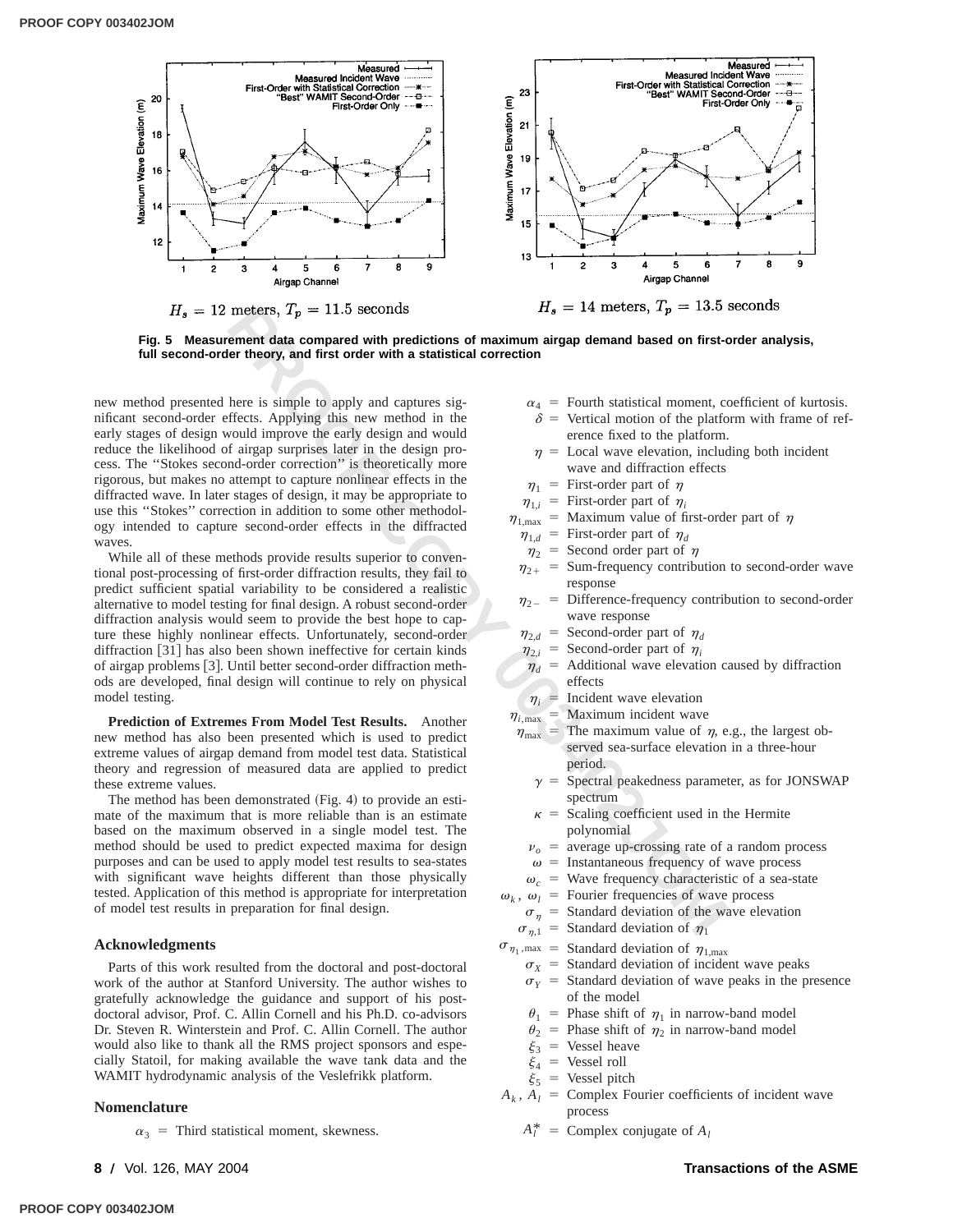$H_s$ = 12 meters, $T_p$ = 11.5 seconds

$H_s$ = 14 meters, $T_p$ = 13.5 seconds

**Fig. 5 Measurement data compared with predictions of maximum airgap demand based on first-order analysis, full second-order theory, and first order with a statistical correction**

new method presented here is simple to apply and captures significant second-order effects. Applying this new method in the early stages of design would improve the early design and would reduce the likelihood of airgap surprises later in the design process. The "Stokes second-order correction" is theoretically more rigorous, but makes no attempt to capture nonlinear effects in the diffracted wave. In later stages of design, it may be appropriate to use this "Stokes" correction in addition to some other methodology intended to capture second-order effects in the diffracted waves.

While all of these methods provide results superior to conventional post-processing of first-order diffraction results, they fail to predict sufficient spatial variability to be considered a realistic alternative to model testing for final design. A robust second-order diffraction analysis would seem to provide the best hope to capture these highly nonlinear effects. Unfortunately, second-order diffraction [31] has also been shown ineffective for certain kinds of airgap problems [3]. Until better second-order diffraction methods are developed, final design will continue to rely on physical model testing.

**Prediction of Extremes From Model Test Results.** Another new method has also been presented which is used to predict extreme values of airgap demand from model test data. Statistical theory and regression of measured data are applied to predict these extreme values.

The method has been demonstrated (Fig. 4) to provide an estimate of the maximum that is more reliable than is an estimate based on the maximum observed in a single model test. The method should be used to predict expected maxima for design purposes and can be used to apply model test results to sea-states with significant wave heights different than those physically tested. Application of this method is appropriate for interpretation of model test results in preparation for final design.

## Acknowledgments

Parts of this work resulted from the doctoral and post-doctoral work of the author at Stanford University. The author wishes to gratefully acknowledge the guidance and support of his post-doctoral advisor, Prof. C. Allin Cornell and his Ph.D. co-advisors Dr. Steven R. Winterstein and Prof. C. Allin Cornell. The author would also like to thank all the RMS project sponsors and especially Statoil, for making available the wave tank data and the WAMIT hydrodynamic analysis of the Veslefrikk platform.

## Nomenclature

- $\alpha_3$ = Third statistical moment, skewness.
- $\alpha_4$ = Fourth statistical moment, coefficient of kurtosis.
- $\delta$ = Vertical motion of the platform with frame of reference fixed to the platform.
- $\eta$ = Local wave elevation, including both incident wave and diffraction effects
- $\eta_1$ = First-order part of $\eta$
- $\eta_{1,i}$ = First-order part of $\eta_i$
- $\eta_{1,\max}$ = Maximum value of first-order part of $\eta$
- $\eta_{1,d}$ = First-order part of $\eta_d$
- $\eta_2$ = Second order part of $\eta$
- $\eta_{2+}$ = Sum-frequency contribution to second-order wave response
- $\eta_{2-}$ = Difference-frequency contribution to second-order wave response
- $\eta_{2,d}$ = Second-order part of $\eta_d$
- $\eta_{2,i}$ = Second-order part of $\eta_i$
- $\eta_d$ = Additional wave elevation caused by diffraction effects
- $\eta_i$ = Incident wave elevation
- $\eta_{i,\max}$ = Maximum incident wave
- $\eta_{\max}$ = The maximum value of $\eta$, e.g., the largest observed sea-surface elevation in a three-hour period.
- $\gamma$ = Spectral peakedness parameter, as for JONSWAP spectrum
- $\kappa$ = Scaling coefficient used in the Hermite polynomial
- $\nu_o$ = average up-crossing rate of a random process
- $\omega$ = Instantaneous frequency of wave process
- $\omega_c$ = Wave frequency characteristic of a sea-state
- $\omega_k$, $\omega_l$ = Fourier frequencies of wave process
- $\sigma_\eta$ = Standard deviation of the wave elevation
- $\sigma_{\eta,1}$ = Standard deviation of $\eta_1$
- $\sigma_{\eta_1,\max}$ = Standard deviation of $\eta_{1,\max}$
- $\sigma_X$ = Standard deviation of incident wave peaks
- $\sigma_Y$ = Standard deviation of wave peaks in the presence of the model
- $\theta_1$ = Phase shift of $\eta_1$ in narrow-band model
- $\theta_2$ = Phase shift of $\eta_2$ in narrow-band model
- $\xi_3$ = Vessel heave
- $\xi_4$ = Vessel roll
- $\xi_5$ = Vessel pitch
- $A_k$, $A_l$ = Complex Fourier coefficients of incident wave process
- $A_l^*$ = Complex conjugate of $A_l$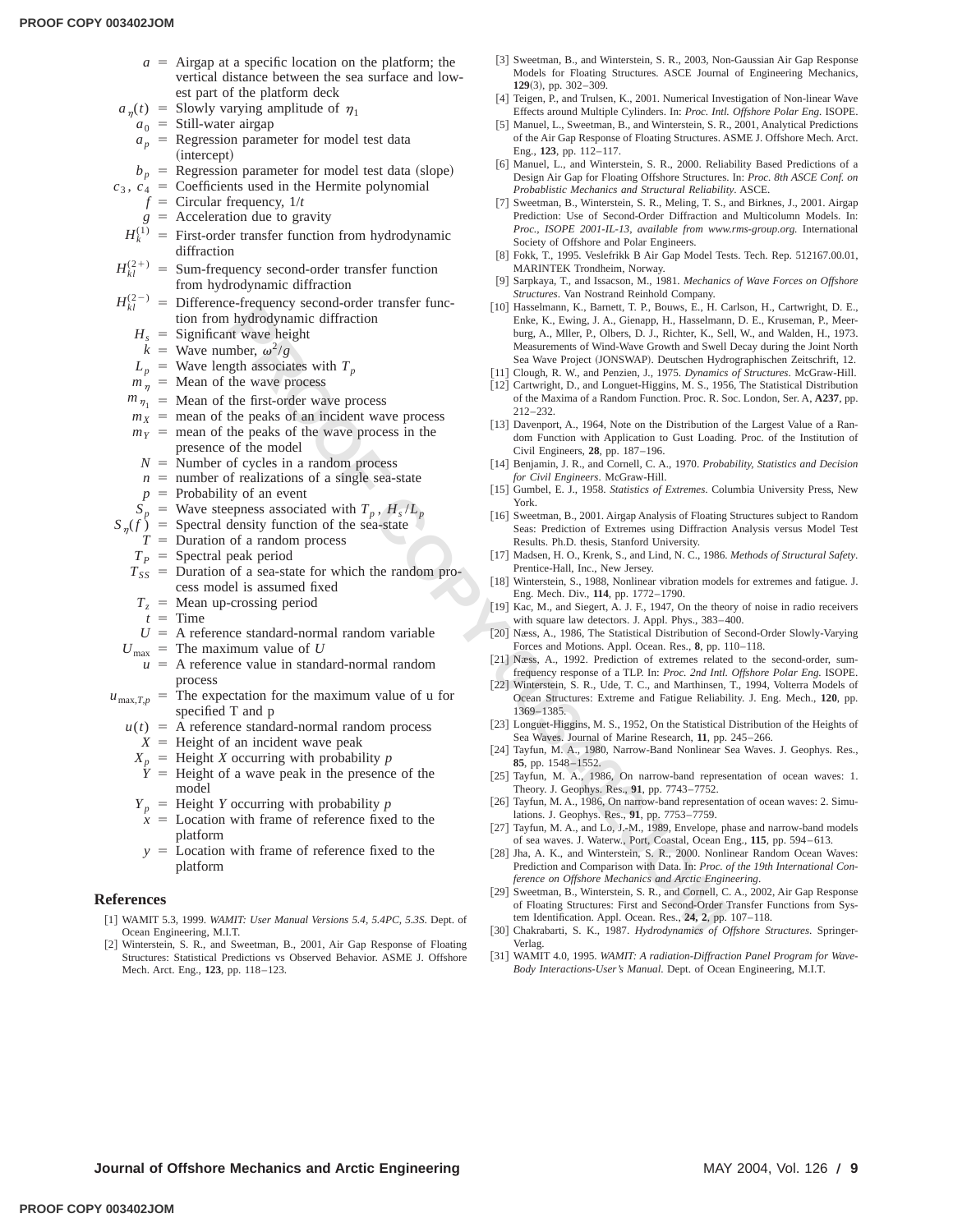$a$ = Airgap at a specific location on the platform; the vertical distance between the sea surface and lowest part of the platform deck

$a_\eta(t)$ = Slowly varying amplitude of $\eta_1$

$a_0$ = Still-water airgap

$a_p$ = Regression parameter for model test data (intercept)

$b_p$ = Regression parameter for model test data (slope)

$c_3$, $c_4$ = Coefficients used in the Hermite polynomial

$f$ = Circular frequency, $1/t$

$g$ = Acceleration due to gravity

$H_k^{(1)}$ = First-order transfer function from hydrodynamic diffraction

$H_{kl}^{(2+)}$ = Sum-frequency second-order transfer function from hydrodynamic diffraction

$H_{kl}^{(2-)}$ = Difference-frequency second-order transfer function from hydrodynamic diffraction

$H_s$ = Significant wave height

$k$ = Wave number, $\omega^2/g$

$L_p$ = Wave length associates with $T_p$

$m_\eta$ = Mean of the wave process

$m_{\eta_1}$ = Mean of the first-order wave process

$m_X$ = mean of the peaks of an incident wave process

$m_Y$ = mean of the peaks of the wave process in the presence of the model

$N$ = Number of cycles in a random process

$n$ = number of realizations of a single sea-state

$p$ = Probability of an event

$S_p$ = Wave steepness associated with $T_p$, $H_s/L_p$

$S_\eta(f)$ = Spectral density function of the sea-state

$T$ = Duration of a random process

$T_P$ = Spectral peak period

$T_{SS}$ = Duration of a sea-state for which the random process model is assumed fixed

$T_z$ = Mean up-crossing period

$t$ = Time

$U$ = A reference standard-normal random variable

$U_{\max}$ = The maximum value of $U$

$u$ = A reference value in standard-normal random process

$u_{\max,T,p}$ = The expectation for the maximum value of u for specified T and p

$u(t)$ = A reference standard-normal random process

$X$ = Height of an incident wave peak

$X_p$ = Height $X$ occurring with probability $p$

$Y$ = Height of a wave peak in the presence of the model

$Y_p$ = Height $Y$ occurring with probability $p$

$x$ = Location with frame of reference fixed to the platform

$y$ = Location with frame of reference fixed to the platform

## References

[1] WAMIT 5.3, 1999. *WAMIT: User Manual Versions 5.4, 5.4PC, 5.3S*. Dept. of Ocean Engineering, M.I.T.

[2] Winterstein, S. R., and Sweetman, B., 2001, Air Gap Response of Floating Structures: Statistical Predictions vs Observed Behavior. ASME J. Offshore Mech. Arct. Eng., **123**, pp. 118–123.

[3] Sweetman, B., and Winterstein, S. R., 2003, Non-Gaussian Air Gap Response Models for Floating Structures. ASCE Journal of Engineering Mechanics, **129**(3), pp. 302–309.

[4] Teigen, P., and Trulsen, K., 2001. Numerical Investigation of Non-linear Wave Effects around Multiple Cylinders. In: *Proc. Intl. Offshore Polar Eng.* ISOPE.

[5] Manuel, L., Sweetman, B., and Winterstein, S. R., 2001, Analytical Predictions of the Air Gap Response of Floating Structures. ASME J. Offshore Mech. Arct. Eng., **123**, pp. 112–117.

[6] Manuel, L., and Winterstein, S. R., 2000. Reliability Based Predictions of a Design Air Gap for Floating Offshore Structures. In: *Proc. 8th ASCE Conf. on Probablistic Mechanics and Structural Reliability*. ASCE.

[7] Sweetman, B., Winterstein, S. R., Meling, T. S., and Birknes, J., 2001. Airgap Prediction: Use of Second-Order Diffraction and Multicolumn Models. In: *Proc., ISOPE 2001-IL-13, available from www.rms-group.org.* International Society of Offshore and Polar Engineers.

[8] Fokk, T., 1995. Veslefrikk B Air Gap Model Tests. Tech. Rep. 512167.00.01, MARINTEK Trondheim, Norway.

[9] Sarpkaya, T., and Issacson, M., 1981. *Mechanics of Wave Forces on Offshore Structures*. Van Nostrand Reinhold Company.

[10] Hasselmann, K., Barnett, T. P., Bouws, E., H. Carlson, H., Cartwright, D. E., Enke, K., Ewing, J. A., Gienapp, H., Hasselmann, D. E., Kruseman, P., Meerburg, A., Mller, P., Olbers, D. J., Richter, K., Sell, W., and Walden, H., 1973. Measurements of Wind-Wave Growth and Swell Decay during the Joint North Sea Wave Project (JONSWAP). Deutschen Hydrographischen Zeitschrift, 12.

[11] Clough, R. W., and Penzien, J., 1975. *Dynamics of Structures*. McGraw-Hill.

[12] Cartwright, D., and Longuet-Higgins, M. S., 1956, The Statistical Distribution of the Maxima of a Random Function. Proc. R. Soc. London, Ser. A, **A237**, pp. 212–232.

[13] Davenport, A., 1964, Note on the Distribution of the Largest Value of a Random Function with Application to Gust Loading. Proc. of the Institution of Civil Engineers, **28**, pp. 187–196.

[14] Benjamin, J. R., and Cornell, C. A., 1970. *Probability, Statistics and Decision for Civil Engineers*. McGraw-Hill.

[15] Gumbel, E. J., 1958. *Statistics of Extremes*. Columbia University Press, New York.

[16] Sweetman, B., 2001. Airgap Analysis of Floating Structures subject to Random Seas: Prediction of Extremes using Diffraction Analysis versus Model Test Results. Ph.D. thesis, Stanford University.

[17] Madsen, H. O., Krenk, S., and Lind, N. C., 1986. *Methods of Structural Safety*. Prentice-Hall, Inc., New Jersey.

[18] Winterstein, S., 1988, Nonlinear vibration models for extremes and fatigue. J. Eng. Mech. Div., **114**, pp. 1772–1790.

[19] Kac, M., and Siegert, A. J. F., 1947, On the theory of noise in radio receivers with square law detectors. J. Appl. Phys., 383–400.

[20] Næss, A., 1986, The Statistical Distribution of Second-Order Slowly-Varying Forces and Motions. Appl. Ocean. Res., **8**, pp. 110–118.

[21] Næss, A., 1992. Prediction of extremes related to the second-order, sum-frequency response of a TLP. In: *Proc. 2nd Intl. Offshore Polar Eng.* ISOPE.

[22] Winterstein, S. R., Ude, T. C., and Marthinsen, T., 1994, Volterra Models of Ocean Structures: Extreme and Fatigue Reliability. J. Eng. Mech., **120**, pp. 1369–1385.

[23] Longuet-Higgins, M. S., 1952, On the Statistical Distribution of the Heights of Sea Waves. Journal of Marine Research, **11**, pp. 245–266.

[24] Tayfun, M. A., 1980, Narrow-Band Nonlinear Sea Waves. J. Geophys. Res., **85**, pp. 1548–1552.

[25] Tayfun, M. A., 1986, On narrow-band representation of ocean waves: 1. Theory. J. Geophys. Res., **91**, pp. 7743–7752.

[26] Tayfun, M. A., 1986, On narrow-band representation of ocean waves: 2. Simulations. J. Geophys. Res., **91**, pp. 7753–7759.

[27] Tayfun, M. A., and Lo, J.-M., 1989, Envelope, phase and narrow-band models of sea waves. J. Waterw., Port, Coastal, Ocean Eng., **115**, pp. 594–613.

[28] Jha, A. K., and Winterstein, S. R., 2000. Nonlinear Random Ocean Waves: Prediction and Comparison with Data. In: *Proc. of the 19th International Conference on Offshore Mechanics and Arctic Engineering*.

[29] Sweetman, B., Winterstein, S. R., and Cornell, C. A., 2002, Air Gap Response of Floating Structures: First and Second-Order Transfer Functions from System Identification. Appl. Ocean. Res., **24, 2**, pp. 107–118.

[30] Chakrabarti, S. K., 1987. *Hydrodynamics of Offshore Structures*. Springer-Verlag.

[31] WAMIT 4.0, 1995. *WAMIT: A radiation-Diffraction Panel Program for Wave-Body Interactions-User's Manual*. Dept. of Ocean Engineering, M.I.T.